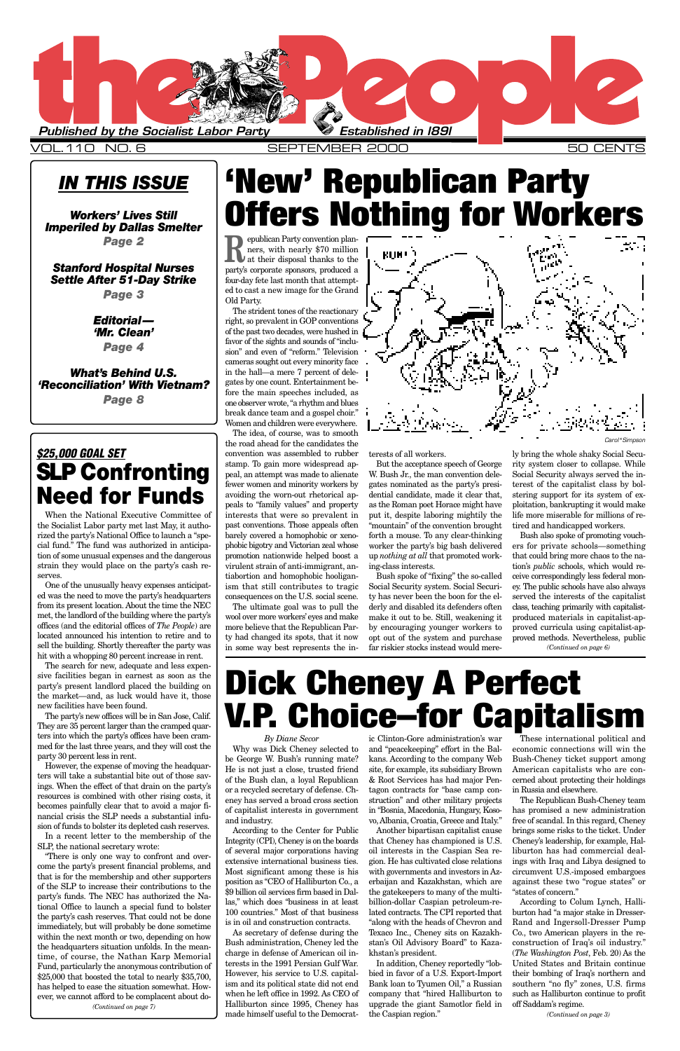# the People

*Published by the Socialist Labor Party* — *Established in 1891*

VOL. 110 NO. 6 — SEPTEMBER 2000 — 50 CENTS

## IN THIS ISSUE

**Workers' Lives Still Imperiled by Dallas Smelter** — *Page 2*

**Stanford Hospital Nurses Settle After 51-Day Strike** — *Page 3*

**Editorial— 'Mr. Clean'** — *Page 4*

**What's Behind U.S. 'Reconciliation' With Vietnam?** — *Page 8*

# 'New' Republican Party Offers Nothing for Workers

Republican Party convention planners, with nearly $70 million at their disposal thanks to the party's corporate sponsors, produced a four-day fete last month that attempted to cast a new image for the Grand Old Party.

The strident tones of the reactionary right, so prevalent in GOP conventions of the past two decades, were hushed in favor of the sights and sounds of "inclusion" and even of "reform." Television cameras sought out every minority face in the hall—a mere 7 percent of delegates by one count. Entertainment before the main speeches included, as one observer wrote, "a rhythm and blues break dance team and a gospel choir." Women and children were everywhere.

The idea, of course, was to smooth the road ahead for the candidates the convention was assembled to rubber stamp. To gain more widespread appeal, an attempt was made to alienate fewer women and minority workers by avoiding the worn-out rhetorical appeals to "family values" and property interests that were so prevalent in past conventions. Those appeals often barely covered a homophobic or xenophobic bigotry and Victorian zeal whose promotion nationwide helped boost a virulent strain of anti-immigrant, antiabortion and homophobic hooliganism that still contributes to tragic consequences on the U.S. social scene.

The ultimate goal was to pull the wool over more workers' eyes and make more believe that the Republican Party had changed its spots, that it now in some way best represents the interests of all workers.

But the acceptance speech of George W. Bush Jr., the man convention delegates nominated as the party's presidential candidate, made it clear that, as the Roman poet Horace might have put it, despite laboring mightily the "mountain" of the convention brought forth a mouse. To any clear-thinking worker the party's big bash delivered up *nothing at all* that promoted working-class interests.

Bush spoke of "fixing" the so-called Social Security system. Social Security has never been the boon for the elderly and disabled its defenders often make it out to be. Still, weakening it by encouraging younger workers to opt out of the system and purchase far riskier stocks instead would merely bring the whole shaky Social Security system closer to collapse. While Social Security always served the interest of the capitalist class by bolstering support for its system of exploitation, bankrupting it would make life more miserable for millions of retired and handicapped workers.

Bush also spoke of promoting vouchers for private schools—something that could bring more chaos to the nation's *public* schools, which would receive correspondingly less federal money. The public schools have also always served the interests of the capitalist class, teaching primarily with capitalist-produced materials in capitalist-approved curricula using capitalist-approved methods. Nevertheless, public

*(Continued on page 6)*

Carol*Simpson

## *$25,000 GOAL SET*

# SLP Confronting Need for Funds

When the National Executive Committee of the Socialist Labor party met last May, it authorized the party's National Office to launch a "special fund." The fund was authorized in anticipation of some unusual expenses and the dangerous strain they would place on the party's cash reserves.

One of the unusually heavy expenses anticipated was the need to move the party's headquarters from its present location. About the time the NEC met, the landlord of the building where the party's offices (and the editorial offices of *The People*) are located announced his intention to retire and to sell the building. Shortly thereafter the party was hit with a whopping 80 percent increase in rent.

The search for new, adequate and less expensive facilities began in earnest as soon as the party's present landlord placed the building on the market—and, as luck would have it, those new facilities have been found.

The party's new offices will be in San Jose, Calif. They are 35 percent larger than the cramped quarters into which the party's offices have been crammed for the last three years, and they will cost the party 30 percent less in rent.

However, the expense of moving the headquarters will take a substantial bite out of those savings. When the effect of that drain on the party's resources is combined with other rising costs, it becomes painfully clear that to avoid a major financial crisis the SLP needs a substantial infusion of funds to bolster its depleted cash reserves.

In a recent letter to the membership of the SLP, the national secretary wrote:

"There is only one way to confront and overcome the party's present financial problems, and that is for the membership and other supporters of the SLP to increase their contributions to the party's funds. The NEC has authorized the National Office to launch a special fund to bolster the party's cash reserves. That could not be done immediately, but will probably be done sometime within the next month or two, depending on how the headquarters situation unfolds. In the meantime, of course, the Nathan Karp Memorial Fund, particularly the anonymous contribution of $25,000 that boosted the total to nearly $35,700, has helped to ease the situation somewhat. However, we cannot afford to be complacent about do-

*(Continued on page 7)*

# Dick Cheney A Perfect V.P. Choice—for Capitalism

*By Diane Secor*

Why was Dick Cheney selected to be George W. Bush's running mate? He is not just a close, trusted friend of the Bush clan, a loyal Republican or a recycled secretary of defense. Cheney has served a broad cross section of capitalist interests in government and industry.

According to the Center for Public Integrity (CPI), Cheney is on the boards of several major corporations having extensive international business ties. Most significant among these is his position as "CEO of Halliburton Co., a $9 billion oil services firm based in Dallas," which does "business in at least 100 countries." Most of that business is in oil and construction contracts.

As secretary of defense during the Bush administration, Cheney led the charge in defense of American oil interests in the 1991 Persian Gulf War. However, his service to U.S. capitalism and its political state did not end when he left office in 1992. As CEO of Halliburton since 1995, Cheney has made himself useful to the Democratic Clinton-Gore administration's war and "peacekeeping" effort in the Balkans. According to the company Web site, for example, its subsidiary Brown & Root Services has had major Pentagon contracts for "base camp construction" and other military projects in "Bosnia, Macedonia, Hungary, Kosovo, Albania, Croatia, Greece and Italy."

Another bipartisan capitalist cause that Cheney has championed is U.S. oil interests in the Caspian Sea region. He has cultivated close relations with governments and investors in Azerbaijan and Kazakhstan, which are the gatekeepers to many of the multi-billion-dollar Caspian petroleum-related contracts. The CPI reported that "along with the heads of Chevron and Texaco Inc., Cheney sits on Kazakhstan's Oil Advisory Board" to Kazakhstan's president.

In addition, Cheney reportedly "lobbied in favor of a U.S. Export-Import Bank loan to Tyumen Oil," a Russian company that "hired Halliburton to upgrade the giant Samotlor field in the Caspian region."

These international political and economic connections will win the Bush-Cheney ticket support among American capitalists who are concerned about protecting their holdings in Russia and elsewhere.

The Republican Bush-Cheney team has promised a new administration free of scandal. In this regard, Cheney brings some risks to the ticket. Under Cheney's leadership, for example, Halliburton has had commercial dealings with Iraq and Libya designed to circumvent U.S.-imposed embargoes against these two "rogue states" or "states of concern."

According to Colum Lynch, Halliburton had "a major stake in Dresser-Rand and Ingersoll-Dresser Pump Co., two American players in the reconstruction of Iraq's oil industry." (*The Washington Post*, Feb. 20) As the United States and Britain continue their bombing of Iraq's northern and southern "no fly" zones, U.S. firms such as Halliburton continue to profit off Saddam's regime.

*(Continued on page 3)*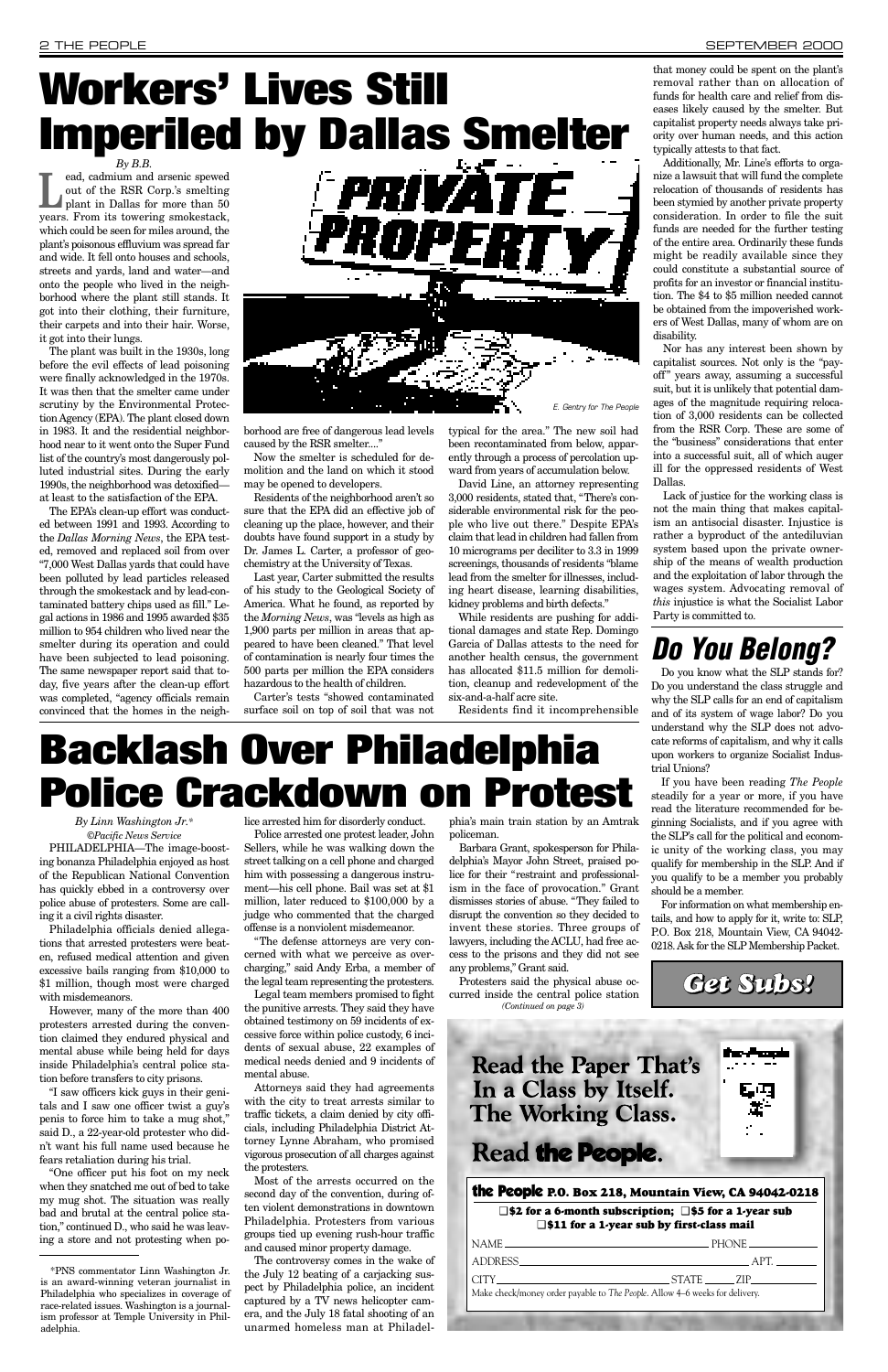# Workers' Lives Still Imperiled by Dallas Smelter

*By B.B.*

Lead, cadmium and arsenic spewed out of the RSR Corp.'s smelting plant in Dallas for more than 50 years. From its towering smokestack, which could be seen for miles around, the plant's poisonous effluvium was spread far and wide. It fell onto houses and schools, streets and yards, land and water—and onto the people who lived in the neighborhood where the plant still stands. It got into their clothing, their furniture, their carpets and into their hair. Worse, it got into their lungs.

The plant was built in the 1930s, long before the evil effects of lead poisoning were finally acknowledged in the 1970s. It was then that the smelter came under scrutiny by the Environmental Protection Agency (EPA). The plant closed down in 1983. It and the residential neighborhood near to it went onto the Super Fund list of the country's most dangerously polluted industrial sites. During the early 1990s, the neighborhood was detoxified—at least to the satisfaction of the EPA.

The EPA's clean-up effort was conducted between 1991 and 1993. According to the *Dallas Morning News*, the EPA tested, removed and replaced soil from over "7,000 West Dallas yards that could have been polluted by lead particles released through the smokestack and by lead-contaminated battery chips used as fill." Legal actions in 1986 and 1995 awarded $35 million to 954 children who lived near the smelter during its operation and could have been subjected to lead poisoning. The same newspaper report said that today, five years after the clean-up effort was completed, "agency officials remain convinced that the homes in the neighborhood are free of dangerous lead levels caused by the RSR smelter...."

E. Gentry for The People

Now the smelter is scheduled for demolition and the land on which it stood may be opened to developers.

Residents of the neighborhood aren't so sure that the EPA did an effective job of cleaning up the place, however, and their doubts have found support in a study by Dr. James L. Carter, a professor of geochemistry at the University of Texas.

Last year, Carter submitted the results of his study to the Geological Society of America. What he found, as reported by the *Morning News*, was "levels as high as 1,900 parts per million in areas that appeared to have been cleaned." That level of contamination is nearly four times the 500 parts per million the EPA considers hazardous to the health of children.

Carter's tests "showed contaminated surface soil on top of soil that was not typical for the area." The new soil had been recontaminated from below, apparently through a process of percolation upward from years of accumulation below.

David Line, an attorney representing 3,000 residents, stated that, "There's considerable environmental risk for the people who live out there." Despite EPA's claim that lead in children had fallen from 10 micrograms per deciliter to 3.3 in 1999 screenings, thousands of residents "blame lead from the smelter for illnesses, including heart disease, learning disabilities, kidney problems and birth defects."

While residents are pushing for additional damages and state Rep. Domingo Garcia of Dallas attests to the need for another health census, the government has allocated $11.5 million for demolition, cleanup and redevelopment of the six-and-a-half acre site.

Residents find it incomprehensible that money could be spent on the plant's removal rather than on allocation of funds for health care and relief from diseases likely caused by the smelter. But capitalist property needs always take priority over human needs, and this action typically attests to that fact.

Additionally, Mr. Line's efforts to organize a lawsuit that will fund the complete relocation of thousands of residents has been stymied by another private property consideration. In order to file the suit funds are needed for the further testing of the entire area. Ordinarily these funds might be readily available since they could constitute a substantial source of profits for an investor or financial institution. The $4 to $5 million needed cannot be obtained from the impoverished workers of West Dallas, many of whom are on disability.

Nor has any interest been shown by capitalist sources. Not only is the "payoff" years away, assuming a successful suit, but it is unlikely that potential damages of the magnitude requiring relocation of 3,000 residents can be collected from the RSR Corp. These are some of the "business" considerations that enter into a successful suit, all of which auger ill for the oppressed residents of West Dallas.

Lack of justice for the working class is not the main thing that makes capitalism an antisocial disaster. Injustice is rather a byproduct of the antediluvian system based upon the private ownership of the means of wealth production and the exploitation of labor through the wages system. Advocating removal of *this* injustice is what the Socialist Labor Party is committed to.

## *Do You Belong?*

Do you know what the SLP stands for? Do you understand the class struggle and why the SLP calls for an end of capitalism and of its system of wage labor? Do you understand why the SLP does not advocate reforms of capitalism, and why it calls upon workers to organize Socialist Industrial Unions?

If you have been reading *The People* steadily for a year or more, if you have read the literature recommended for beginning Socialists, and if you agree with the SLP's call for the political and economic unity of the working class, you may qualify for membership in the SLP. And if you qualify to be a member you probably should be a member.

For information on what membership entails, and how to apply for it, write to: SLP, P.O. Box 218, Mountain View, CA 94042-0218. Ask for the SLP Membership Packet.

# Backlash Over Philadelphia Police Crackdown on Protest

*By Linn Washington Jr.\**
*©Pacific News Service*

PHILADELPHIA—The image-boosting bonanza Philadelphia enjoyed as host of the Republican National Convention has quickly ebbed in a controversy over police abuse of protesters. Some are calling it a civil rights disaster.

Philadelphia officials denied allegations that arrested protesters were beaten, refused medical attention and given excessive bails ranging from $10,000 to $1 million, though most were charged with misdemeanors.

However, many of the more than 400 protesters arrested during the convention claimed they endured physical and mental abuse while being held for days inside Philadelphia's central police station before transfers to city prisons.

"I saw officers kick guys in their genitals and I saw one officer twist a guy's penis to force him to take a mug shot," said D., a 22-year-old protester who didn't want his full name used because he fears retaliation during his trial.

"One officer put his foot on my neck when they snatched me out of bed to take my mug shot. The situation was really bad and brutal at the central police station," continued D., who said he was leaving a store and not protesting when police arrested him for disorderly conduct.

Police arrested one protest leader, John Sellers, while he was walking down the street talking on a cell phone and charged him with possessing a dangerous instrument—his cell phone. Bail was set at $1 million, later reduced to $100,000 by a judge who commented that the charged offense is a nonviolent misdemeanor.

"The defense attorneys are very concerned with what we perceive as overcharging," said Andy Erba, a member of the legal team representing the protesters.

Legal team members promised to fight the punitive arrests. They said they have obtained testimony on 59 incidents of excessive force within police custody, 6 incidents of sexual abuse, 22 examples of medical needs denied and 9 incidents of mental abuse.

Attorneys said they had agreements with the city to treat arrests similar to traffic tickets, a claim denied by city officials, including Philadelphia District Attorney Lynne Abraham, who promised vigorous prosecution of all charges against the protesters.

Most of the arrests occurred on the second day of the convention, during often violent demonstrations in downtown Philadelphia. Protesters from various groups tied up evening rush-hour traffic and caused minor property damage.

The controversy comes in the wake of the July 12 beating of a carjacking suspect by Philadelphia police, an incident captured by a TV news helicopter camera, and the July 18 fatal shooting of an unarmed homeless man at Philadelphia's main train station by an Amtrak policeman.

Barbara Grant, spokesperson for Philadelphia's Mayor John Street, praised police for their "restraint and professionalism in the face of provocation." Grant dismisses stories of abuse. "They failed to disrupt the convention so they decided to invent these stories. Three groups of lawyers, including the ACLU, had free access to the prisons and they did not see any problems," Grant said.

Protesters said the physical abuse occurred inside the central police station

*(Continued on page 3)*

\*PNS commentator Linn Washington Jr. is an award-winning veteran journalist in Philadelphia who specializes in coverage of race-related issues. Washington is a journalism professor at Temple University in Philadelphia.

## *Get Subs!*

**Read the Paper That's In a Class by Itself. The Working Class.**

**Read the People.**

**the People P.O. Box 218, Mountain View, CA 94042-0218**

❑ $2 for a 6-month subscription; ❑ $5 for a 1-year sub
❑ $11 for a 1-year sub by first-class mail

NAME ______________________ PHONE ________

ADDRESS ______________________ APT. ________

CITY ______________________ STATE ______ ZIP ________

Make check/money order payable to *The People*. Allow 4–6 weeks for delivery.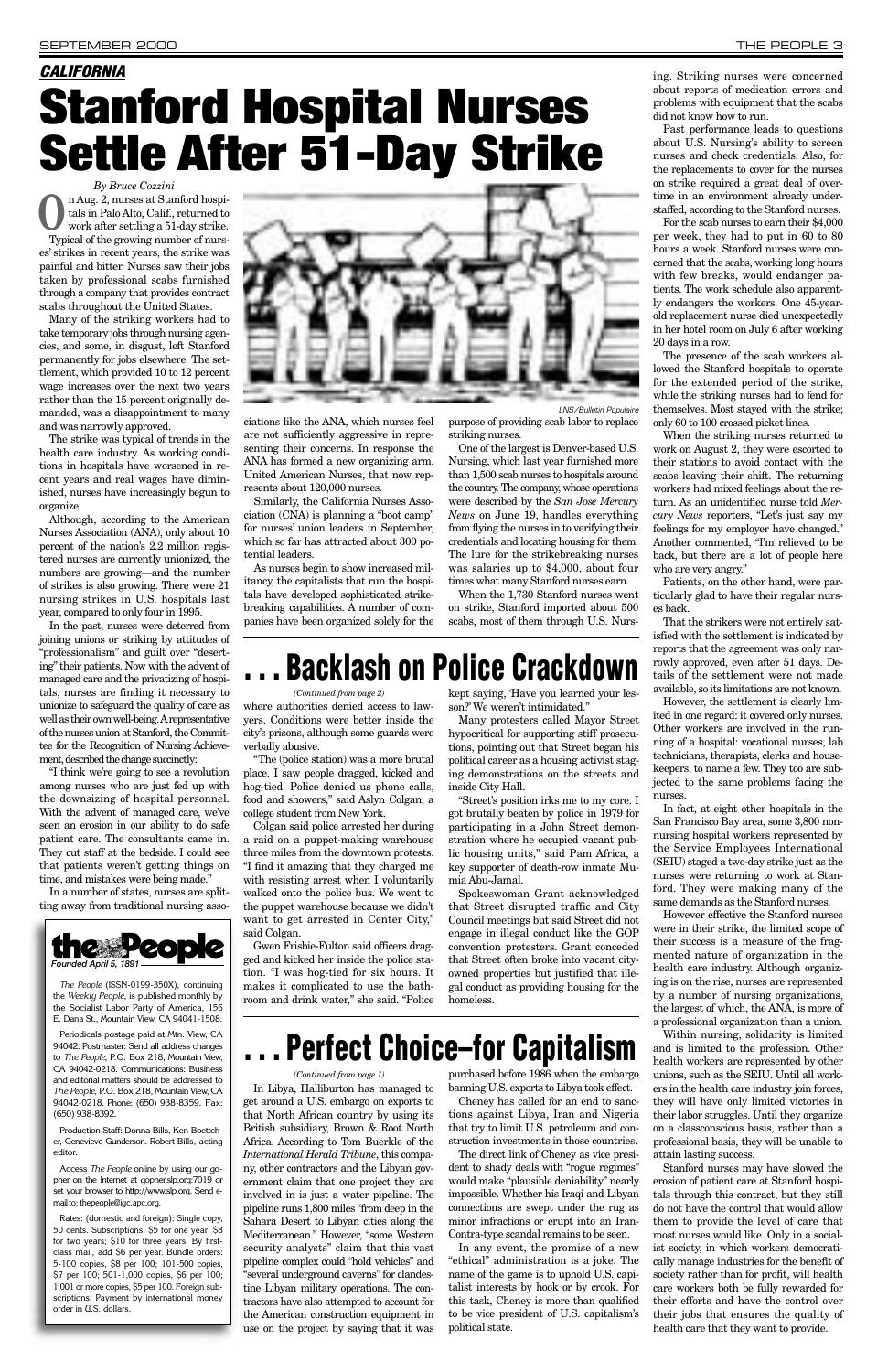*CALIFORNIA*

# Stanford Hospital Nurses Settle After 51-Day Strike

*By Bruce Cozzini*

On Aug. 2, nurses at Stanford hospitals in Palo Alto, Calif., returned to work after settling a 51-day strike. Typical of the growing number of nurses' strikes in recent years, the strike was painful and bitter. Nurses saw their jobs taken by professional scabs furnished through a company that provides contract scabs throughout the United States.

Many of the striking workers had to take temporary jobs through nursing agencies, and some, in disgust, left Stanford permanently for jobs elsewhere. The settlement, which provided 10 to 12 percent wage increases over the next two years rather than the 15 percent originally demanded, was a disappointment to many and was narrowly approved.

The strike was typical of trends in the health care industry. As working conditions in hospitals have worsened in recent years and real wages have diminished, nurses have increasingly begun to organize.

Although, according to the American Nurses Association (ANA), only about 10 percent of the nation's 2.2 million registered nurses are currently unionized, the numbers are growing—and the number of strikes is also growing. There were 21 nursing strikes in U.S. hospitals last year, compared to only four in 1995.

In the past, nurses were deterred from joining unions or striking by attitudes of "professionalism" and guilt over "deserting" their patients. Now with the advent of managed care and the privatizing of hospitals, nurses are finding it necessary to unionize to safeguard the quality of care as well as their own well-being. A representative of the nurses union at Stanford, the Committee for the Recognition of Nursing Achievement, described the change succinctly:

"I think we're going to see a revolution among nurses who are just fed up with the downsizing of hospital personnel. With the advent of managed care, we've seen an erosion in our ability to do safe patient care. The consultants came in. They cut staff at the bedside. I could see that patients weren't getting things on time, and mistakes were being made."

In a number of states, nurses are splitting away from traditional nursing associations like the ANA, which nurses feel are not sufficiently aggressive in representing their concerns. In response the ANA has formed a new organizing arm, United American Nurses, that now represents about 120,000 nurses.

Similarly, the California Nurses Association (CNA) is planning a "boot camp" for nurses' union leaders in September, which so far has attracted about 300 potential leaders.

As nurses begin to show increased militancy, the capitalists that run the hospitals have developed sophisticated strikebreaking capabilities. A number of companies have been organized solely for the purpose of providing scab labor to replace striking nurses.

LNS/Bulletin Populaire

One of the largest is Denver-based U.S. Nursing, which last year furnished more than 1,500 scab nurses to hospitals around the country. The company, whose operations were described by the *San Jose Mercury News* on June 19, handles everything from flying the nurses in to verifying their credentials and locating housing for them. The lure for the strikebreaking nurses was salaries up to $4,000, about four times what many Stanford nurses earn.

When the 1,730 Stanford nurses went on strike, Stanford imported about 500 scabs, most of them through U.S. Nursing. Striking nurses were concerned about reports of medication errors and problems with equipment that the scabs did not know how to run.

Past performance leads to questions about U.S. Nursing's ability to screen nurses and check credentials. Also, for the replacements to cover for the nurses on strike required a great deal of overtime in an environment already understaffed, according to the Stanford nurses.

For the scab nurses to earn their $4,000 per week, they had to put in 60 to 80 hours a week. Stanford nurses were concerned that the scabs, working long hours with few breaks, would endanger patients. The work schedule also apparently endangers the workers. One 45-year-old replacement nurse died unexpectedly in her hotel room on July 6 after working 20 days in a row.

The presence of the scab workers allowed the Stanford hospitals to operate for the extended period of the strike, while the striking nurses had to fend for themselves. Most stayed with the strike; only 60 to 100 crossed picket lines.

When the striking nurses returned to work on August 2, they were escorted to their stations to avoid contact with the scabs leaving their shift. The returning workers had mixed feelings about the return. As an unidentified nurse told *Mercury News* reporters, "Let's just say my feelings for my employer have changed." Another commented, "I'm relieved to be back, but there are a lot of people here who are very angry."

Patients, on the other hand, were particularly glad to have their regular nurses back.

That the strikers were not entirely satisfied with the settlement is indicated by reports that the agreement was only narrowly approved, even after 51 days. Details of the settlement were not made available, so its limitations are not known.

However, the settlement is clearly limited in one regard: it covered only nurses. Other workers are involved in the running of a hospital: vocational nurses, lab technicians, therapists, clerks and housekeepers, to name a few. They too are subjected to the same problems facing the nurses.

In fact, at eight other hospitals in the San Francisco Bay area, some 3,800 nonnursing hospital workers represented by the Service Employees International (SEIU) staged a two-day strike just as the nurses were returning to work at Stanford. They were making many of the same demands as the Stanford nurses.

However effective the Stanford nurses were in their strike, the limited scope of their success is a measure of the fragmented nature of organization in the health care industry. Although organizing is on the rise, nurses are represented by a number of nursing organizations, the largest of which, the ANA, is more of a professional organization than a union.

Within nursing, solidarity is limited and is limited to the profession. Other health workers are represented by other unions, such as the SEIU. Until all workers in the health care industry join forces, they will have only limited victories in their labor struggles. Until they organize on a classconscious basis, rather than a professional basis, they will be unable to attain lasting success.

Stanford nurses may have slowed the erosion of patient care at Stanford hospitals through this contract, but they still do not have the control that would allow them to provide the level of care that most nurses would like. Only in a socialist society, in which workers democratically manage industries for the benefit of society rather than for profit, will health care workers both be fully rewarded for their efforts and have the control over their jobs that ensures the quality of health care that they want to provide.

# . . . Backlash on Police Crackdown

*(Continued from page 2)*

where authorities denied access to lawyers. Conditions were better inside the city's prisons, although some guards were verbally abusive.

"The (police station) was a more brutal place. I saw people dragged, kicked and hog-tied. Police denied us phone calls, food and showers," said Aslyn Colgan, a college student from New York.

Colgan said police arrested her during a raid on a puppet-making warehouse three miles from the downtown protests. "I find it amazing that they charged me with resisting arrest when I voluntarily walked onto the police bus. We went to the puppet warehouse because we didn't want to get arrested in Center City," said Colgan.

Gwen Frisbie-Fulton said officers dragged and kicked her inside the police station. "I was hog-tied for six hours. It makes it complicated to use the bathroom and drink water," she said. "Police kept saying, 'Have you learned your lesson?' We weren't intimidated."

Many protesters called Mayor Street hypocritical for supporting stiff prosecutions, pointing out that Street began his political career as a housing activist staging demonstrations on the streets and inside City Hall.

"Street's position irks me to my core. I got brutally beaten by police in 1979 for participating in a John Street demonstration where he occupied vacant public housing units," said Pam Africa, a key supporter of death-row inmate Mumia Abu-Jamal.

Spokeswoman Grant acknowledged that Street disrupted traffic and City Council meetings but said Street did not engage in illegal conduct like the GOP convention protesters. Grant conceded that Street often broke into vacant city-owned properties but justified that illegal conduct as providing housing for the homeless.

# . . . Perfect Choice—for Capitalism

*(Continued from page 1)*

In Libya, Halliburton has managed to get around a U.S. embargo on exports to that North African country by using its British subsidiary, Brown & Root North Africa. According to Tom Buerkle of the *International Herald Tribune*, this company, other contractors and the Libyan government claim that one project they are involved in is just a water pipeline. The pipeline runs 1,800 miles "from deep in the Sahara Desert to Libyan cities along the Mediterranean." However, "some Western security analysts" claim that this vast pipeline complex could "hold vehicles" and "several underground caverns" for clandestine Libyan military operations. The contractors have also attempted to account for the American construction equipment in use on the project by saying that it was purchased before 1986 when the embargo banning U.S. exports to Libya took effect.

Cheney has called for an end to sanctions against Libya, Iran and Nigeria that try to limit U.S. petroleum and construction investments in those countries.

The direct link of Cheney as vice president to shady deals with "rogue regimes" would make "plausible deniability" nearly impossible. Whether his Iraqi and Libyan connections are swept under the rug as minor infractions or erupt into an Iran-Contra-type scandal remains to be seen.

In any event, the promise of a new "ethical" administration is a joke. The name of the game is to uphold U.S. capitalist interests by hook or by crook. For this task, Cheney is more than qualified to be vice president of U.S. capitalism's political state.

---

**the People**
*Founded April 5, 1891*

*The People* (ISSN-0199-350X), continuing the *Weekly People*, is published monthly by the Socialist Labor Party of America, 156 E. Dana St., Mountain View, CA 94041-1508.

Periodicals postage paid at Mtn. View, CA 94042. Postmaster: Send all address changes to *The People*, P.O. Box 218, Mountain View, CA 94042-0218. Communications: Business and editorial matters should be addressed to *The People*, P.O. Box 218, Mountain View, CA 94042-0218. Phone: (650) 938-8359. Fax: (650) 938-8392.

Production Staff: Donna Bills, Ken Boettcher, Genevieve Gunderson. Robert Bills, acting editor.

Access *The People* online by using our gopher on the Internet at gopher.slp.org:7019 or set your browser to http://www.slp.org. Send e-mail to: thepeople@igc.apc.org.

Rates: (domestic and foreign): Single copy, 50 cents. Subscriptions: $5 for one year; $8 for two years; $10 for three years. By first-class mail, add $6 per year. Bundle orders: 5-100 copies, $8 per 100; 101-500 copies, $7 per 100; 501-1,000 copies, $6 per 100; 1,001 or more copies, $5 per 100. Foreign subscriptions: Payment by international money order in U.S. dollars.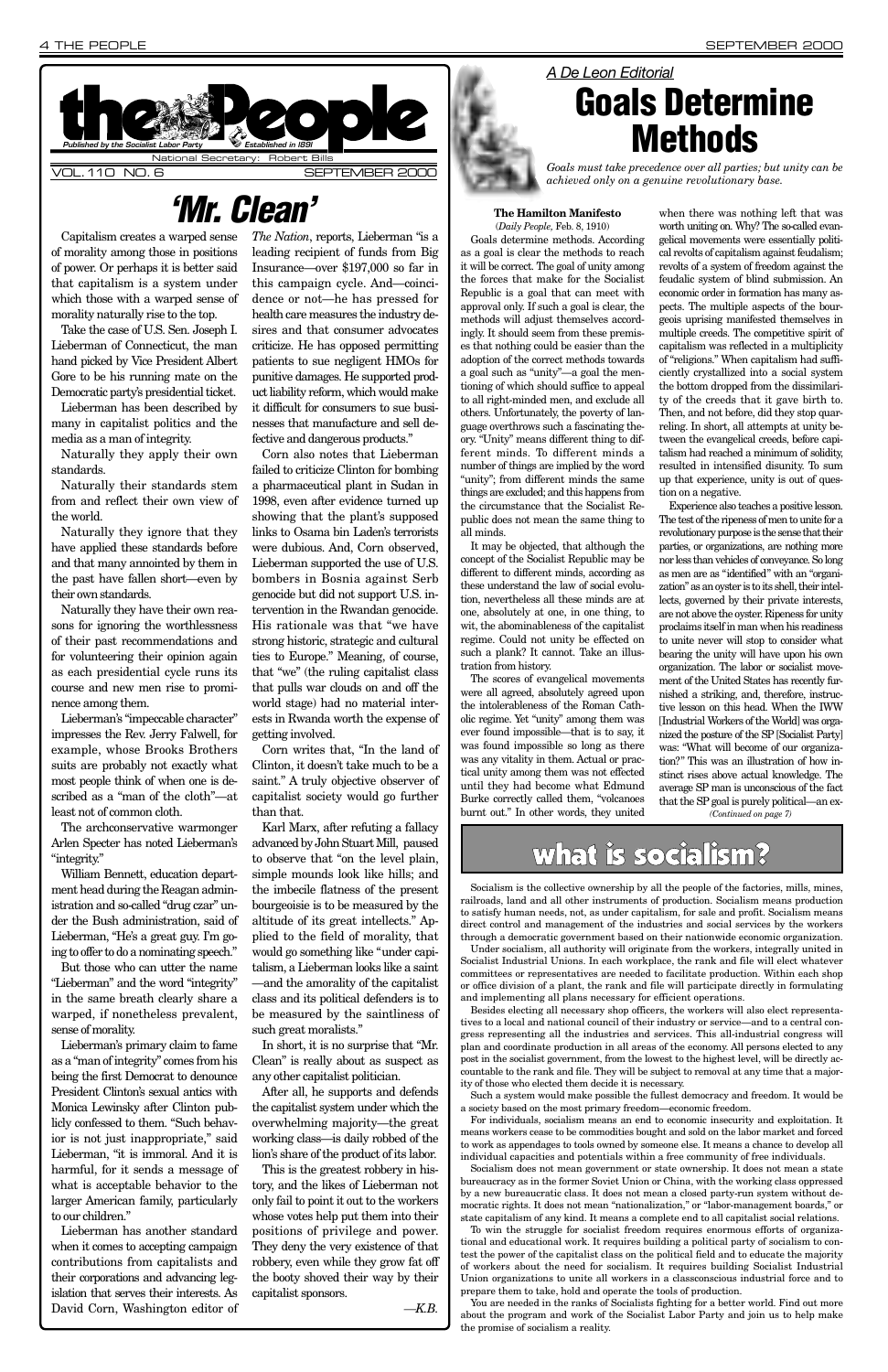# the People

*Published by the Socialist Labor Party* — *Established in 1891*

National Secretary: Robert Bills

VOL. 110 NO. 6 — SEPTEMBER 2000

## 'Mr. Clean'

Capitalism creates a warped sense of morality among those in positions of power. Or perhaps it is better said that capitalism is a system under which those with a warped sense of morality naturally rise to the top.

Take the case of U.S. Sen. Joseph I. Lieberman of Connecticut, the man hand picked by Vice President Albert Gore to be his running mate on the Democratic party's presidential ticket.

Lieberman has been described by many in capitalist politics and the media as a man of integrity.

Naturally they apply their own standards.

Naturally their standards stem from and reflect their own view of the world.

Naturally they ignore that they have applied these standards before and that many annointed by them in the past have fallen short—even by their own standards.

Naturally they have their own reasons for ignoring the worthlessness of their past recommendations and for volunteering their opinion again as each presidential cycle runs its course and new men rise to prominence among them.

Lieberman's "impeccable character" impresses the Rev. Jerry Falwell, for example, whose Brooks Brothers suits are probably not exactly what most people think of when one is described as a "man of the cloth"—at least not of common cloth.

The archconservative warmonger Arlen Specter has noted Lieberman's "integrity."

William Bennett, education department head during the Reagan administration and so-called "drug czar" under the Bush administration, said of Lieberman, "He's a great guy. I'm going to offer to do a nominating speech."

But those who can utter the name "Lieberman" and the word "integrity" in the same breath clearly share a warped, if nonetheless prevalent, sense of morality.

Lieberman's primary claim to fame as a "man of integrity" comes from his being the first Democrat to denounce President Clinton's sexual antics with Monica Lewinsky after Clinton publicly confessed to them. "Such behavior is not just inappropriate," said Lieberman, "it is immoral. And it is harmful, for it sends a message of what is acceptable behavior to the larger American family, particularly to our children."

Lieberman has another standard when it comes to accepting campaign contributions from capitalists and their corporations and advancing legislation that serves their interests. As David Corn, Washington editor of *The Nation*, reports, Lieberman "is a leading recipient of funds from Big Insurance—over $197,000 so far in this campaign cycle. And—coincidence or not—he has pressed for health care measures the industry desires and that consumer advocates criticize. He has opposed permitting patients to sue negligent HMOs for punitive damages. He supported product liability reform, which would make it difficult for consumers to sue businesses that manufacture and sell defective and dangerous products."

Corn also notes that Lieberman failed to criticize Clinton for bombing a pharmaceutical plant in Sudan in 1998, even after evidence turned up showing that the plant's supposed links to Osama bin Laden's terrorists were dubious. And, Corn observed, Lieberman supported the use of U.S. bombers in Bosnia against Serb genocide but did not support U.S. intervention in the Rwandan genocide. His rationale was that "we have strong historic, strategic and cultural ties to Europe." Meaning, of course, that "we" (the ruling capitalist class that pulls war clouds on and off the world stage) had no material interests in Rwanda worth the expense of getting involved.

Corn writes that, "In the land of Clinton, it doesn't take much to be a saint." A truly objective observer of capitalist society would go further than that.

Karl Marx, after refuting a fallacy advanced by John Stuart Mill, paused to observe that "on the level plain, simple mounds look like hills; and the imbecile flatness of the present bourgeoisie is to be measured by the altitude of its great intellects." Applied to the field of morality, that would go something like "under capitalism, a Lieberman looks like a saint—and the amorality of the capitalist class and its political defenders is to be measured by the saintliness of such great moralists."

In short, it is no surprise that "Mr. Clean" is really about as suspect as any other capitalist politician.

After all, he supports and defends the capitalist system under which the overwhelming majority—the great working class—is daily robbed of the lion's share of the product of its labor.

This is the greatest robbery in history, and the likes of Lieberman not only fail to point it out to the workers whose votes help put them into their positions of privilege and power. They deny the very existence of that robbery, even while they grow fat off the booty shoved their way by their capitalist sponsors.

—*K.B.*

*A De Leon Editorial*

## Goals Determine Methods

*Goals must take precedence over all parties; but unity can be achieved only on a genuine revolutionary base.*

**The Hamilton Manifesto**
(*Daily People*, Feb. 8, 1910)

Goals determine methods. According as a goal is clear the methods to reach it will be correct. The goal of unity among the forces that make for the Socialist Republic is a goal that can meet with approval only. If such a goal is clear, the methods will adjust themselves accordingly. It should seem from these premises that nothing could be easier than the adoption of the correct methods towards a goal such as "unity"—a goal the mentioning of which should suffice to appeal to all right-minded men, and exclude all others. Unfortunately, the poverty of language overthrows such a fascinating theory. "Unity" means different thing to different minds. To different minds a number of things are implied by the word "unity"; from different minds the same things are excluded; and this happens from the circumstance that the Socialist Republic does not mean the same thing to all minds.

It may be objected, that although the concept of the Socialist Republic may be different to different minds, according as these understand the law of social evolution, nevertheless all these minds are at one, absolutely at one, in one thing, to wit, the abominableness of the capitalist regime. Could not unity be effected on such a plank? It cannot. Take an illustration from history.

The scores of evangelical movements were all agreed, absolutely agreed upon the intolerableness of the Roman Catholic regime. Yet "unity" among them was ever found impossible—that is to say, it was found impossible so long as there was any vitality in them. Actual or practical unity among them was not effected until they had become what Edmund Burke correctly called them, "volcanoes burnt out." In other words, they united when there was nothing left that was worth uniting on. Why? The so-called evangelical movements were essentially political revolts of capitalism against feudalism; revolts of a system of freedom against the feudalic system of blind submission. An economic order in formation has many aspects. The multiple aspects of the bourgeois uprising manifested themselves in multiple creeds. The competitive spirit of capitalism was reflected in a multiplicity of "religions." When capitalism had sufficiently crystallized into a social system the bottom dropped from the dissimilarity of the creeds that it gave birth to. Then, and not before, did they stop quarreling. In short, all attempts at unity between the evangelical creeds, before capitalism had reached a minimum of solidity, resulted in intensified disunity. To sum up that experience, unity is out of question on a negative.

Experience also teaches a positive lesson. The test of the ripeness of men to unite for a revolutionary purpose is the sense that their parties, or organizations, are nothing more nor less than vehicles of conveyance. So long as men are as "identified" with an "organization" as an oyster is to its shell, their intellects, governed by their private interests, are not above the oyster. Ripeness for unity proclaims itself in man when his readiness to unite never will stop to consider what bearing the unity will have upon his own organization. The labor or socialist movement of the United States has recently furnished a striking, and, therefore, instructive lesson on this head. When the IWW [Industrial Workers of the World] was organized the posture of the SP [Socialist Party] was: "What will become of our organization?" This was an illustration of how instinct rises above actual knowledge. The average SP man is unconscious of the fact that the SP goal is purely political—an ex-

*(Continued on page 7)*

## what is socialism?

Socialism is the collective ownership by all the people of the factories, mills, mines, railroads, land and all other instruments of production. Socialism means production to satisfy human needs, not, as under capitalism, for sale and profit. Socialism means direct control and management of the industries and social services by the workers through a democratic government based on their nationwide economic organization.

Under socialism, all authority will originate from the workers, integrally united in Socialist Industrial Unions. In each workplace, the rank and file will elect whatever committees or representatives are needed to facilitate production. Within each shop or office division of a plant, the rank and file will participate directly in formulating and implementing all plans necessary for efficient operations.

Besides electing all necessary shop officers, the workers will also elect representatives to a local and national council of their industry or service—and to a central congress representing all the industries and services. This all-industrial congress will plan and coordinate production in all areas of the economy. All persons elected to any post in the socialist government, from the lowest to the highest level, will be directly accountable to the rank and file. They will be subject to removal at any time that a majority of those who elected them decide it is necessary.

Such a system would make possible the fullest democracy and freedom. It would be a society based on the most primary freedom—economic freedom.

For individuals, socialism means an end to economic insecurity and exploitation. It means workers cease to be commodities bought and sold on the labor market and forced to work as appendages to tools owned by someone else. It means a chance to develop all individual capacities and potentials within a free community of free individuals.

Socialism does not mean government or state ownership. It does not mean a state bureaucracy as in the former Soviet Union or China, with the working class oppressed by a new bureaucratic class. It does not mean a closed party-run system without democratic rights. It does not mean "nationalization," or "labor-management boards," or state capitalism of any kind. It means a complete end to all capitalist social relations.

To win the struggle for socialist freedom requires enormous efforts of organizational and educational work. It requires building a political party of socialism to contest the power of the capitalist class on the political field and to educate the majority of workers about the need for socialism. It requires building Socialist Industrial Union organizations to unite all workers in a classconscious industrial force and to prepare them to take, hold and operate the tools of production.

You are needed in the ranks of Socialists fighting for a better world. Find out more about the program and work of the Socialist Labor Party and join us to help make the promise of socialism a reality.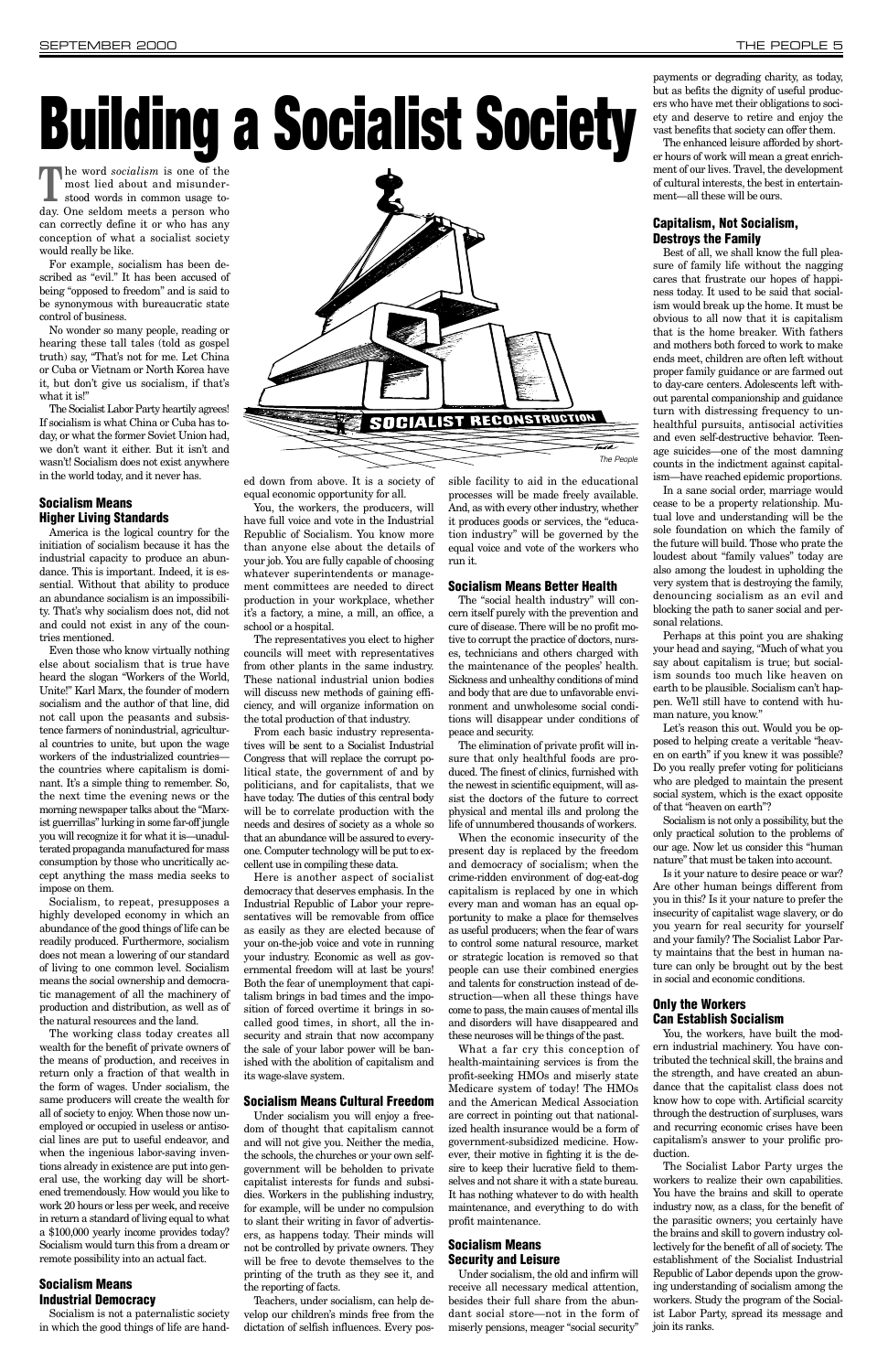# Building a Socialist Society

The word *socialism* is one of the most lied about and misunderstood words in common usage today. One seldom meets a person who can correctly define it or who has any conception of what a socialist society would really be like.

For example, socialism has been described as "evil." It has been accused of being "opposed to freedom" and is said to be synonymous with bureaucratic state control of business.

No wonder so many people, reading or hearing these tall tales (told as gospel truth) say, "That's not for me. Let China or Cuba or Vietnam or North Korea have it, but don't give us socialism, if that's what it is!"

The Socialist Labor Party heartily agrees! If socialism is what China or Cuba has today, or what the former Soviet Union had, we don't want it either. But it isn't and wasn't! Socialism does not exist anywhere in the world today, and it never has.

## Socialism Means Higher Living Standards

America is the logical country for the initiation of socialism because it has the industrial capacity to produce an abundance. This is important. Indeed, it is essential. Without that ability to produce an abundance socialism is an impossibility. That's why socialism does not, did not and could not exist in any of the countries mentioned.

Even those who know virtually nothing else about socialism that is true have heard the slogan "Workers of the World, Unite!" Karl Marx, the founder of modern socialism and the author of that line, did not call upon the peasants and subsistence farmers of nonindustrial, agricultural countries to unite, but upon the wage workers of the industrialized countries—the countries where capitalism is dominant. It's a simple thing to remember. So, the next time the evening news or the morning newspaper talks about the "Marxist guerrillas" lurking in some far-off jungle you will recognize it for what it is—unadulterated propaganda manufactured for mass consumption by those who uncritically accept anything the mass media seeks to impose on them.

Socialism, to repeat, presupposes a highly developed economy in which an abundance of the good things of life can be readily produced. Furthermore, socialism does not mean a lowering of our standard of living to one common level. Socialism means the social ownership and democratic management of all the machinery of production and distribution, as well as of the natural resources and the land.

The working class today creates all wealth for the benefit of private owners of the means of production, and receives in return only a fraction of that wealth in the form of wages. Under socialism, the same producers will create the wealth for all of society to enjoy. When those now unemployed or occupied in useless or antisocial lines are put to useful endeavor, and when the ingenious labor-saving inventions already in existence are put into general use, the working day will be shortened tremendously. How would you like to work 20 hours or less per week, and receive in return a standard of living equal to what a $100,000 yearly income provides today? Socialism would turn this from a dream or remote possibility into an actual fact.

## Socialism Means Industrial Democracy

Socialism is not a paternalistic society in which the good things of life are handed down from above. It is a society of equal economic opportunity for all.

You, the workers, the producers, will have full voice and vote in the Industrial Republic of Socialism. You know more than anyone else about the details of your job. You are fully capable of choosing whatever superintendents or management committees are needed to direct production in your workplace, whether it's a factory, a mine, a mill, an office, a school or a hospital.

The representatives you elect to higher councils will meet with representatives from other plants in the same industry. These national industrial union bodies will discuss new methods of gaining efficiency, and will organize information on the total production of that industry.

From each basic industry representatives will be sent to a Socialist Industrial Congress that will replace the corrupt political state, the government of and by politicians, and for capitalists, that we have today. The duties of this central body will be to correlate production with the needs and desires of society as a whole so that an abundance will be assured to everyone. Computer technology will be put to excellent use in compiling these data.

Here is another aspect of socialist democracy that deserves emphasis. In the Industrial Republic of Labor your representatives will be removable from office as easily as they are elected because of your on-the-job voice and vote in running your industry. Economic as well as governmental freedom will at last be yours! Both the fear of unemployment that capitalism brings in bad times and the imposition of forced overtime it brings in so-called good times, in short, all the insecurity and strain that now accompany the sale of your labor power will be banished with the abolition of capitalism and its wage-slave system.

## Socialism Means Cultural Freedom

Under socialism you will enjoy a freedom of thought that capitalism cannot and will not give you. Neither the media, the schools, the churches or your own self-government will be beholden to private capitalist interests for funds and subsidies. Workers in the publishing industry, for example, will be under no compulsion to slant their writing in favor of advertisers, as happens today. Their minds will not be controlled by private owners. They will be free to devote themselves to the printing of the truth as they see it, and the reporting of facts.

Teachers, under socialism, can help develop our children's minds free from the dictation of selfish influences. Every possible facility to aid in the educational processes will be made freely available. And, as with every other industry, whether it produces goods or services, the "education industry" will be governed by the equal voice and vote of the workers who run it.

## Socialism Means Better Health

The "social health industry" will concern itself purely with the prevention and cure of disease. There will be no profit motive to corrupt the practice of doctors, nurses, technicians and others charged with the maintenance of the peoples' health. Sickness and unhealthy conditions of mind and body that are due to unfavorable environment and unwholesome social conditions will disappear under conditions of peace and security.

The elimination of private profit will insure that only healthful foods are produced. The finest of clinics, furnished with the newest in scientific equipment, will assist the doctors of the future to correct physical and mental ills and prolong the life of unnumbered thousands of workers.

When the economic insecurity of the present day is replaced by the freedom and democracy of socialism; when the crime-ridden environment of dog-eat-dog capitalism is replaced by one in which every man and woman has an equal opportunity to make a place for themselves as useful producers; when the fear of wars to control some natural resource, market or strategic location is removed so that people can use their combined energies and talents for construction instead of destruction—when all these things have come to pass, the main causes of mental ills and disorders will have disappeared and these neuroses will be things of the past.

What a far cry this conception of health-maintaining services is from the profit-seeking HMOs and miserly state Medicare system of today! The HMOs and the American Medical Association are correct in pointing out that nationalized health insurance would be a form of government-subsidized medicine. However, their motive in fighting it is the desire to keep their lucrative field to themselves and not share it with a state bureau. It has nothing whatever to do with health maintenance, and everything to do with profit maintenance.

## Socialism Means Security and Leisure

Under socialism, the old and infirm will receive all necessary medical attention, besides their full share from the abundant social store—not in the form of miserly pensions, meager "social security" payments or degrading charity, as today, but as befits the dignity of useful producers who have met their obligations to society and deserve to retire and enjoy the vast benefits that society can offer them.

The enhanced leisure afforded by shorter hours of work will mean a great enrichment of our lives. Travel, the development of cultural interests, the best in entertainment—all these will be ours.

## Capitalism, Not Socialism, Destroys the Family

Best of all, we shall know the full pleasure of family life without the nagging cares that frustrate our hopes of happiness today. It used to be said that socialism would break up the home. It must be obvious to all now that it is capitalism that is the home breaker. With fathers and mothers both forced to work to make ends meet, children are often left without proper family guidance or are farmed out to day-care centers. Adolescents left without parental companionship and guidance turn with distressing frequency to unhealthful pursuits, antisocial activities and even self-destructive behavior. Teenage suicides—one of the most damning counts in the indictment against capitalism—have reached epidemic proportions.

In a sane social order, marriage would cease to be a property relationship. Mutual love and understanding will be the sole foundation on which the family of the future will build. Those who prate the loudest about "family values" today are also among the loudest in upholding the very system that is destroying the family, denouncing socialism as an evil and blocking the path to saner social and personal relations.

Perhaps at this point you are shaking your head and saying, "Much of what you say about capitalism is true; but socialism sounds too much like heaven on earth to be plausible. Socialism can't happen. We'll still have to contend with human nature, you know."

Let's reason this out. Would you be opposed to helping create a veritable "heaven on earth" if you knew it was possible? Do you really prefer voting for politicians who are pledged to maintain the present social system, which is the exact opposite of that "heaven on earth"?

Socialism is not only a possibility, but the only practical solution to the problems of our age. Now let us consider this "human nature" that must be taken into account.

Is it your nature to desire peace or war? Are other human beings different from you in this? Is it your nature to prefer the insecurity of capitalist wage slavery, or do you yearn for real security for yourself and your family? The Socialist Labor Party maintains that the best in human nature can only be brought out by the best in social and economic conditions.

## Only the Workers Can Establish Socialism

You, the workers, have built the modern industrial machinery. You have contributed the technical skill, the brains and the strength, and have created an abundance that the capitalist class does not know how to cope with. Artificial scarcity through the destruction of surpluses, wars and recurring economic crises have been capitalism's answer to your prolific production.

The Socialist Labor Party urges the workers to realize their own capabilities. You have the brains and skill to operate industry now, as a class, for the benefit of the parasitic owners; you certainly have the brains and skill to govern industry collectively for the benefit of all of society. The establishment of the Socialist Industrial Republic of Labor depends upon the growing understanding of socialism among the workers. Study the program of the Socialist Labor Party, spread its message and join its ranks.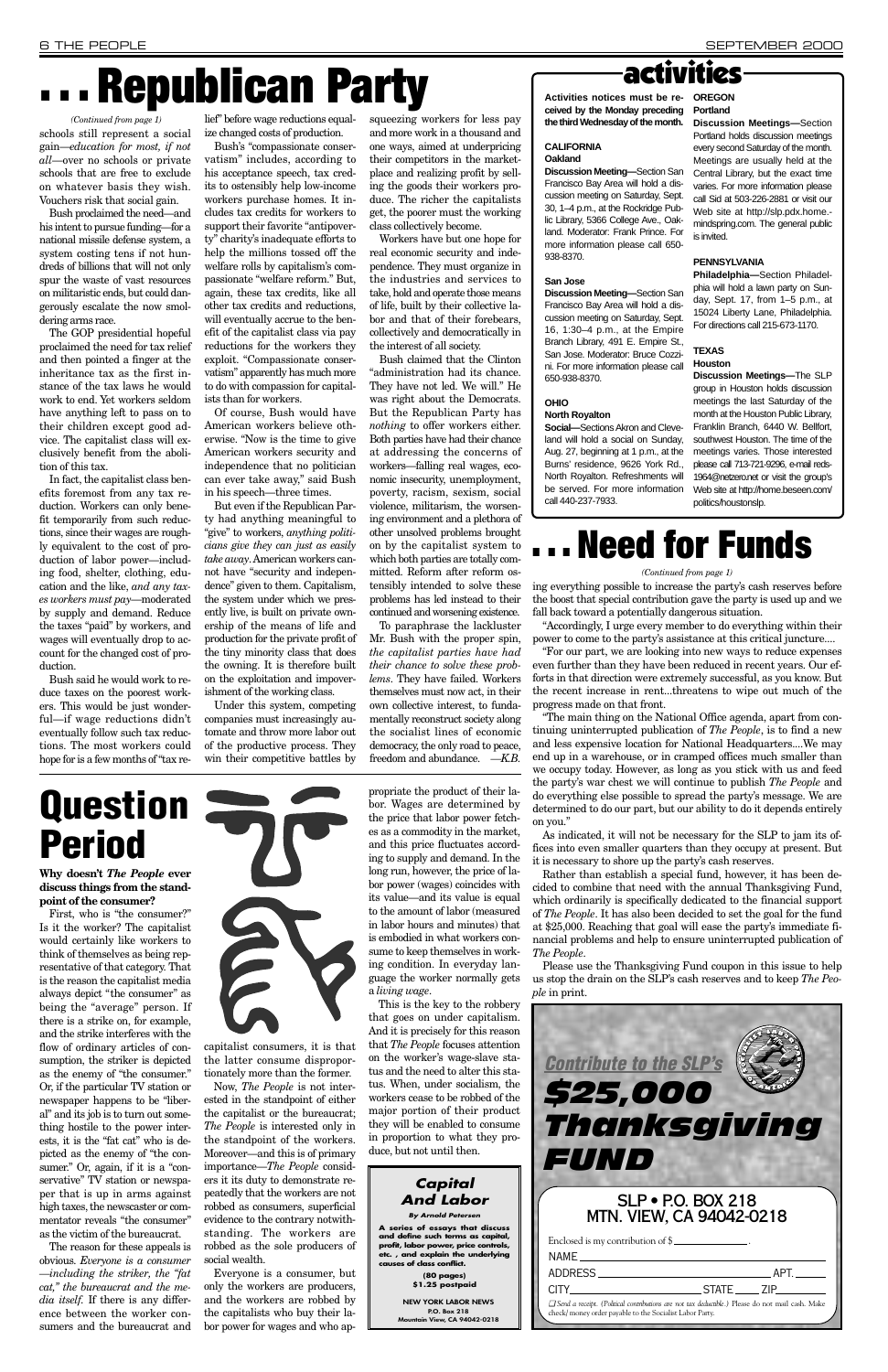# . . . Republican Party

*(Continued from page 1)*

schools still represent a social gain—*education for most, if not all*—over no schools or private schools that are free to exclude on whatever basis they wish. Vouchers risk that social gain.

Bush proclaimed the need—and his intent to pursue funding—for a national missile defense system, a system costing tens if not hundreds of billions that will not only spur the waste of vast resources on militaristic ends, but could dangerously escalate the now smoldering arms race.

The GOP presidential hopeful proclaimed the need for tax relief and then pointed a finger at the inheritance tax as the first instance of the tax laws he would work to end. Yet workers seldom have anything left to pass on to their children except good advice. The capitalist class will exclusively benefit from the abolition of this tax.

In fact, the capitalist class benefits foremost from any tax reduction. Workers can only benefit temporarily from such reductions, since their wages are roughly equivalent to the cost of production of labor power—including food, shelter, clothing, education and the like, *and any taxes workers must pay*—moderated by supply and demand. Reduce the taxes "paid" by workers, and wages will eventually drop to account for the changed cost of production.

Bush said he would work to reduce taxes on the poorest workers. This would be just wonderful—if wage reductions didn't eventually follow such tax reductions. The most workers could hope for is a few months of "tax relief" before wage reductions equalize changed costs of production.

Bush's "compassionate conservatism" includes, according to his acceptance speech, tax credits to ostensibly help low-income workers purchase homes. It includes tax credits for workers to support their favorite "antipoverty" charity's inadequate efforts to help the millions tossed off the welfare rolls by capitalism's compassionate "welfare reform." But, again, these tax credits, like all other tax credits and reductions, will eventually accrue to the benefit of the capitalist class via pay reductions for the workers they exploit. "Compassionate conservatism" apparently has much more to do with compassion for capitalists than for workers.

Of course, Bush would have American workers believe otherwise. "Now is the time to give American workers security and independence that no politician can ever take away," said Bush in his speech—three times.

But even if the Republican Party had anything meaningful to "give" to workers, *anything politicians give they can just as easily take away*. American workers cannot have "security and independence" given to them. Capitalism, the system under which we presently live, is built on private ownership of the means of life and production for the private profit of the tiny minority class that does the owning. It is therefore built on the exploitation and impoverishment of the working class.

Under this system, competing companies must increasingly automate and throw more labor out of the productive process. They win their competitive battles by squeezing workers for less pay and more work in a thousand and one ways, aimed at underpricing their competitors in the marketplace and realizing profit by selling the goods their workers produce. The richer the capitalists get, the poorer must the working class collectively become.

Workers have but one hope for real economic security and independence. They must organize in the industries and services to take, hold and operate those means of life, built by their collective labor and that of their forebears, collectively and democratically in the interest of all society.

Bush claimed that the Clinton "administration had its chance. They have not led. We will." He was right about the Democrats. But the Republican Party has *nothing* to offer workers either. Both parties have had their chance at addressing the concerns of workers—falling real wages, economic insecurity, unemployment, poverty, racism, sexism, social violence, militarism, the worsening environment and a plethora of other unsolved problems brought on by the capitalist system to which both parties are totally committed. Reform after reform ostensibly intended to solve these problems has led instead to their continued and worsening existence.

To paraphrase the lackluster Mr. Bush with the proper spin, *the capitalist parties have had their chance to solve these problems*. They have failed. Workers themselves must now act, in their own collective interest, to fundamentally reconstruct society along the socialist lines of economic democracy, the only road to peace, freedom and abundance. *—K.B.*

# activities

**Activities notices must be received by the Monday preceding the third Wednesday of the month.**

### CALIFORNIA

**Oakland**

**Discussion Meeting—**Section San Francisco Bay Area will hold a discussion meeting on Saturday, Sept. 30, 1–4 p.m., at the Rockridge Public Library, 5366 College Ave., Oakland. Moderator: Frank Prince. For more information please call 650-938-8370.

**San Jose**

**Discussion Meeting—**Section San Francisco Bay Area will hold a discussion meeting on Saturday, Sept. 16, 1:30–4 p.m., at the Empire Branch Library, 491 E. Empire St., San Jose. Moderator: Bruce Cozzini. For more information please call 650-938-8370.

### OHIO

**North Royalton**

**Social—**Sections Akron and Cleveland will hold a social on Sunday, Aug. 27, beginning at 1 p.m., at the Burns' residence, 9626 York Rd., North Royalton. Refreshments will be served. For more information call 440-237-7933.

### OREGON

**Portland**

**Discussion Meetings—**Section Portland holds discussion meetings every second Saturday of the month. Meetings are usually held at the Central Library, but the exact time varies. For more information please call Sid at 503-226-2881 or visit our Web site at http://slp.pdx.home.-mindspring.com. The general public is invited.

### PENNSYLVANIA

**Philadelphia—**Section Philadelphia will hold a lawn party on Sunday, Sept. 17, from 1–5 p.m., at 15024 Liberty Lane, Philadelphia. For directions call 215-673-1170.

### TEXAS

**Houston**

**Discussion Meetings—**The SLP group in Houston holds discussion meetings the last Saturday of the month at the Houston Public Library, Franklin Branch, 6440 W. Bellfort, southwest Houston. The time of the meetings varies. Those interested please call 713-721-9296, e-mail reds-1964@netzero.net or visit the group's Web site at http://home.beseen.com/politics/houstonslp.

# . . . Need for Funds

*(Continued from page 1)*

ing everything possible to increase the party's cash reserves before the boost that special contribution gave the party is used up and we fall back toward a potentially dangerous situation.

"Accordingly, I urge every member to do everything within their power to come to the party's assistance at this critical juncture....

"For our part, we are looking into new ways to reduce expenses even further than they have been reduced in recent years. Our efforts in that direction were extremely successful, as you know. But the recent increase in rent...threatens to wipe out much of the progress made on that front.

"The main thing on the National Office agenda, apart from continuing uninterrupted publication of *The People*, is to find a new and less expensive location for National Headquarters....We may end up in a warehouse, or in cramped offices much smaller than we occupy today. However, as long as you stick with us and feed the party's war chest we will continue to publish *The People* and do everything else possible to spread the party's message. We are determined to do our part, but our ability to do it depends entirely on you."

As indicated, it will not be necessary for the SLP to jam its offices into even smaller quarters than they occupy at present. But it is necessary to shore up the party's cash reserves.

Rather than establish a special fund, however, it has been decided to combine that need with the annual Thanksgiving Fund, which ordinarily is specifically dedicated to the financial support of *The People*. It has also been decided to set the goal for the fund at $25,000. Reaching that goal will ease the party's immediate financial problems and help to ensure uninterrupted publication of *The People*.

Please use the Thanksgiving Fund coupon in this issue to help us stop the drain on the SLP's cash reserves and to keep *The People* in print.

# Question Period

**Why doesn't *The People* ever discuss things from the standpoint of the consumer?**

First, who is "the consumer?" Is it the worker? The capitalist would certainly like workers to think of themselves as being representative of that category. That is the reason the capitalist media always depict "the consumer" as being the "average" person. If there is a strike on, for example, and the strike interferes with the flow of ordinary articles of consumption, the striker is depicted as the enemy of "the consumer." Or, if the particular TV station or newspaper happens to be "liberal" and its job is to turn out something hostile to the power interests, it is the "fat cat" who is depicted as the enemy of "the consumer." Or, again, if it is a "conservative" TV station or newspaper that is up in arms against high taxes, the newscaster or commentator reveals "the consumer" as the victim of the bureaucrat.

The reason for these appeals is obvious. *Everyone is a consumer—including the striker, the "fat cat," the bureaucrat and the media itself.* If there is any difference between the worker consumers and the bureaucrat and capitalist consumers, it is that the latter consume disproportionately more than the former.

Now, *The People* is not interested in the standpoint of either the capitalist or the bureaucrat; *The People* is interested only in the standpoint of the workers. Moreover—and this is of primary importance—*The People* considers it its duty to demonstrate repeatedly that the workers are not robbed as consumers, superficial evidence to the contrary notwithstanding. The workers are robbed as the sole producers of social wealth.

Everyone is a consumer, but only the workers are producers, and the workers are robbed by the capitalists who buy their labor power for wages and who appropriate the product of their labor. Wages are determined by the price that labor power fetches as a commodity in the market, and this price fluctuates according to supply and demand. In the long run, however, the price of labor power (wages) coincides with its value—and its value is equal to the amount of labor (measured in labor hours and minutes) that is embodied in what workers consume to keep themselves in working condition. In everyday language the worker normally gets a *living wage*.

This is the key to the robbery that goes on under capitalism. And it is precisely for this reason that *The People* focuses attention on the worker's wage-slave status and the need to alter this status. When, under socialism, the workers cease to be robbed of the major portion of their product they will be enabled to consume in proportion to what they produce, but not until then.

**Capital And Labor**

*By Arnold Petersen*

**A series of essays that discuss and define such terms as capital, profit, labor power, price controls, etc. , and explain the underlying causes of class conflict.**

**(80 pages) $1.25 postpaid**

**NEW YORK LABOR NEWS**
**P.O. Box 218**
**Mountain View, CA 94042-0218**

## *Contribute to the SLP's* $25,000 Thanksgiving FUND

**SLP • P.O. BOX 218**
**MTN. VIEW, CA 94042-0218**

Enclosed is my contribution of $ \_\_\_\_\_\_\_\_\_\_ .

NAME \_\_\_\_\_\_\_\_\_\_\_\_\_\_\_\_\_\_\_\_

ADDRESS \_\_\_\_\_\_\_\_\_\_\_\_\_\_\_\_\_\_\_\_ APT. \_\_\_\_\_

CITY \_\_\_\_\_\_\_\_\_\_\_\_\_\_\_\_\_\_\_\_ STATE \_\_\_\_ ZIP \_\_\_\_\_\_\_

☐ Send a receipt. *(Political contributions are not tax deductible.)* Please do not mail cash. Make check/money order payable to the Socialist Labor Party.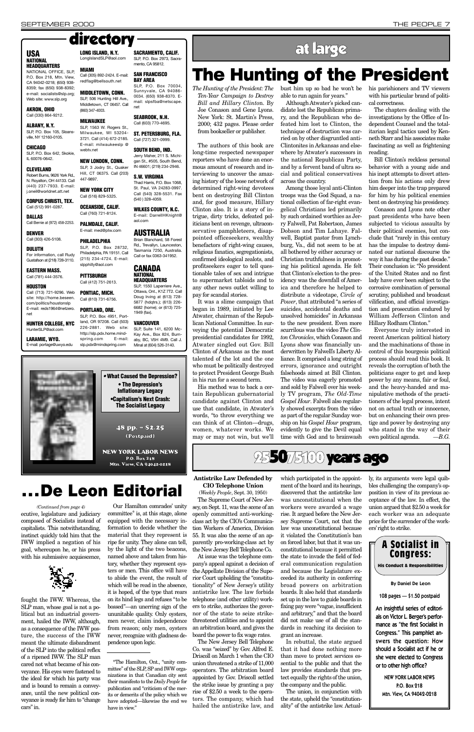# directory

## USA

**NATIONAL HEADQUARTERS**
NATIONAL OFFICE, SLP, P.O. Box 218, Mtn. View, CA 94042-0218; (650) 938-8359; fax (650) 938-8392; e-mail: socialists@slp.org; Web site: www.slp.org

**AKRON, OHIO**
Call (330) 864-9212.

**ALBANY, N.Y.**
SLP, P.O. Box 105, Sloansville, NY 12160-0105.

**CHICAGO**
SLP, P.O. Box 642, Skokie, IL 60076-0642.

**CLEVELAND**
Robert Burns, 9626 York Rd., N. Royalton, OH 44133. Call (440) 237-7933. E-mail: j.oneil@worldnet.att.net

**CORPUS CHRISTI, TEX.**
Call (512) 991-0287.

**DALLAS**
Call Bernie at (972) 458-2253.

**DENVER**
Call (303) 426-5108.

**DULUTH**
For information, call Rudy Gustafson at (218) 728-3110.

**EASTERN MASS.**
Call (781) 444-3576.

**HOUSTON**
Call (713) 721-9296. Web site: http://home.beseen.com/politics/houstonslp E-mail: reds1964@netzero.net

**HUNTER COLLEGE, NYC**
HunterSLP@aol.com

**LARAMIE, WYO.**
E-mail: portage@uwyo.edu

**LONG ISLAND, N.Y.**
LongIslandSLP@aol.com

**MIAMI**
Call (305) 892-2424. E-mail: redflag@bellsouth.net

**MIDDLETOWN, CONN.**
SLP, 506 Hunting Hill Ave., Middletown, CT 06457. Call (860) 347-4003.

**MILWAUKEE**
SLP, 1563 W. Rogers St., Milwaukee, WI 53204-3721. Call (414) 672-2185. E-mail: milwaukeeslp @ webtv.net

**NEW LONDON, CONN.**
SLP, 3 Jodry St., Quaker Hill, CT 06375. Call (203) 447-9897.

**NEW YORK CITY**
Call (516) 829-5325.

**OCEANSIDE, CALIF.**
Call (760) 721-8124.

**PALMDALE, CALIF.**
E-mail: med@ptw.com

**PHILADELPHIA**
SLP, P.O. Box 28732, Philadelphia, PA 19151. Call (215) 234-4724. E-mail: slpphilly@aol.com

**PITTSBURGH**
Call (412) 751-2613.

**PONTIAC, MICH.**
Call (810) 731-6756.

**PORTLAND, ORE.**
SLP, P.O. Box 4951, Portland, OR 97208. Call (503) 226-2881. Web site: http://slp.pdx.home.mindspring.com E-mail: slp.pdx@mindspring.com

**SACRAMENTO, CALIF.**
SLP, P.O. Box 2973, Sacramento, CA 95812.

**SAN FRANCISCO BAY AREA**
SLP, P.O. Box 70034, Sunnyvale, CA 94086-0034. (650) 938-8370. E-mail: slpsfba@netscape.net

**SEABROOK, N.H.**
Call (603) 770-4695.

**ST. PETERSBURG, FLA.**
Call (727) 321-0999.

**SOUTH BEND, IND.**
Jerry Maher, 211 S. Michigan St., #505, South Bend, IN 46601; (219) 234-2946.

**S.W. VIRGINIA**
Thad Harris, P.O. Box 1068, St. Paul, VA 24283-0997. Call (540) 328-5531. Fax (540) 328-4059.

**WILKES COUNTY, N.C.**
E-mail: DarrellHKnight@aol.com

## AUSTRALIA

Brian Blanchard, 58 Forest Rd., Trevallyn, Launceston, Tasmania 7250, Australia. Call or fax 0363-341952.

## CANADA

**NATIONAL HEADQUARTERS**
SLP, 1550 Laperriere Ave., Ottawa, Ont., K1Z 7T2. Call Doug Irving at (613) 728-5877 (hdqtrs.); (613) 226-6682 (home); or (613) 725-1949 (fax).

**VANCOUVER**
SLP, Suite 141, 6200 McKay Ave., Box 824, Burnaby, BC, V5H 4M9. Call J. Minal at (604) 526-3140.

---

- What Caused the Depression?
- The Depression's Inflationary Legacy
- Capitalism's Next Crash: The Socialist Legacy

48 pp. — $2.25 (Postpaid)

NEW YORK LABOR NEWS
P.O. Box 218
Mtn. View, CA 94042-0218

---

# at large

# The Hunting of the President

*The Hunting of the President: The Ten-Year Campaign to Destroy Bill and Hillary Clinton.* By Joe Conason and Gene Lyons. New York: St. Martin's Press, 2000; 432 pages. Please order from bookseller or publisher.

The authors of this book are long-time respected newspaper reporters who have done an enormous amount of research and interviewing to uncover the amazing history of the loose network of determined right-wing devotees bent on destroying Bill Clinton and, for good measure, Hillary Clinton also. It is a story of intrigue, dirty tricks, defeated politicians bent on revenge, ultraconservative pamphleteers, disappointed officeseekers, wealthy benefactors of right-wing causes, religious fanatics, segregationists, confirmed ideological zealots, and profitseekers eager to tell questionable tales of sex and intrigue to supermarket tabloids and to any other news outlet willing to pay for scandal stories.

It was a slime campaign that began in 1989, initiated by Lee Atwater, chairman of the Republican National Committee. In surveying the potential Democratic presidential candidates for 1992, Atwater singled out Gov. Bill Clinton of Arkansas as the most talented of the lot and the one who must be politically destroyed to protect President George Bush in his run for a second term.

His method was to back a certain Republican gubernatorial candidate against Clinton and use that candidate, in Atwater's words, "to throw everything we can think of at Clinton—drugs, women, whatever works. We may or may not win, but we'll bust him up so bad he won't be able to run again for years."

Although Atwater's picked candidate lost the Republican primary, and the Republican who defeated him lost to Clinton, the technique of destruction was carried on by other disgruntled anti-Clintonites in Arkansas and elsewhere by Atwater's successors in the national Republican Party, and by a fervent band of ultra social and political conservatives across the country.

Among those loyal anti-Clinton troops was the God Squad, a national collection of far-right evangelical Christians led primarily by such ordained worthies as Jerry Falwell, Pat Robertson, James Dobson and Tim Lahaye. Falwell, Baptist pastor from Lynchburg, Va., did not seem to be at all bothered by either accuracy or Christian truthfulness in promoting his political agenda. He felt that Clinton's election to the presidency was the downfall of America and therefore he helped to distribute a videotape, *Circle of Power*, that attributed "a series of suicides, accidental deaths and unsolved homicides" in Arkansas to the new president. Even more scurrilous was the video *The Clinton Chronicles*, which Conason and Lyons show was financially underwritten by Falwell's Liberty Alliance. It comprised a long string of errors, ignorance and outright falsehoods aimed at Bill Clinton. The video was eagerly promoted and sold by Falwell over his weekly TV program, *The Old-Time Gospel Hour*. Falwell also regularly showed excerpts from the video as part of the regular Sunday worship on his *Gospel Hour* program, evidently to give the Devil equal time with God and to brainwash his parishioners and TV viewers with his particular brand of political correctness.

The chapters dealing with the investigations by the Office of Independent Counsel and the totalitarian legal tactics used by Kenneth Starr and his associates make fascinating as well as frightening reading.

Bill Clinton's reckless personal behavior with a young aide and his inept attempts to divert attention from his actions only drew him deeper into the trap prepared for him by his political enemies bent on destroying his presidency.

Conason and Lyons note other past presidents who have been subjected to vicious assaults by their political enemies, but conclude that "rarely in this century has the impulse to destroy dominated our national discourse the way it has during the past decade." Their conclusion is: "No president of the United States and no first lady have ever been subject to the corrosive combination of personal scrutiny, published and broadcast vilification, and official investigation and prosecution endured by William Jefferson Clinton and Hillary Rodham Clinton."

Everyone truly interested in recent American political history and the machinations of those in control of this bourgeois political process should read this book. It reveals the corruption of both the politicians eager to get and keep power by any means, fair or foul, and the heavy-handed and manipulative methods of the practitioners of the legal process, intent not on actual truth or innocence, but on enhancing their own prestige and power by destroying any who stand in the way of their own political agenda. —*B.G.*

---

# 25 50 75 100 years ago

## Antistrike Law Defended by CIO Telephone Union

(*Weekly People*, Sept. 30, 1950)

The Supreme Court of New Jersey, on Sept. 11, was the scene of an openly committed anti-working-class act by the CIO's Communication Workers of America, Division 55. It was also the scene of an apparently pro-working-class act by the New Jersey Bell Telephone Co.

At issue was the telephone company's appeal against a decision of the Appellate Division of the Superior Court upholding the "constitutionality" of New Jersey's utility antistrike law. The law forbids telephone (and other utility) workers to strike, authorizes the governor of the state to seize strike-threatened utilities and to appoint an arbitration board, and gives the board the power to fix wage rates.

The New Jersey Bell Telephone Co. was "seized" by Gov. Alfred E. Driscoll on March 1 when the CIO union threatened a strike of 11,000 operators. The arbitration board appointed by Gov. Driscoll settled the strike issue by granting a pay rise of $2.50 a week to the operators. The company, which had hailed the antistrike law, and which participated in the appointment of the board and its hearings, discovered that the antistrike law was unconstitutional when the workers were awarded a wage rise. It argued before the New Jersey Supreme Court, that the law was unconstitutional because it violated the Constitution's ban on forced labor, but that it was unconstitutional because it permitted the state to invade the field of federal communication regulation and because the Legislature exceeded its authority in conferring broad powers on arbitration boards. It also held that standards set up in the law to guide boards in fixing pay were "vague, insufficient and arbitrary," and that the board did not make use of all the standards in reaching its decision to grant an increase.

In rebuttal, the state argued that it had done nothing more than move to protect services essential to the public and that the law provides standards that protect equally the rights of the union, the company and the public.

The union, in conjunction with the state, upheld the "constitutionality" of the antistrike law. Actually, its arguments were legal quibbles challenging the company's opposition in view of its previous acceptance of the law. In effect, the union argued that $2.50 a week for each worker was an adequate price for the surrender of the workers' right to strike.

---

# ...De Leon Editorial

*(Continued from page 4)*

ecutive, legislature and judiciary composed of Socialists instead of capitalists. This notwithstanding, instinct quickly told him that the IWW implied a negation of his goal, whereupon he, or his press with his submissive acquiescence, fought the IWW. Whereas, the SLP man, whose goal is not a political but an industrial government, hailed the IWW, although, as a consequence of the IWW posture, the success of the IWW meant the ultimate disbandment of the SLP into the political reflex of a ripened IWW. The SLP man cared not what became of his conveyance. His eyes were fastened to the ideal for which his party was and is bound to remain a conveyance, until the new political conveyance is ready for him to "change cars" in.

Our Hamilton comrades' unity committee* is, at this stage, alone equipped with the necessary information to decide whether the material that they represent is ripe for unity. They alone can tell, by the light of the two beacons, named above and taken from history, whether they represent oysters or men. This office will have to abide the event, the result of which will be read in the absence, it is hoped, of the type that rears on its hind legs and refuses "to be bossed"—an unerring sign of the ununitable quality. Only oysters, men never, claim independence from reason; only men, oysters never, recognize with gladness dependence upon logic.

---

*The Hamilton, Ont., "unity committee" of the SLP, SP and IWW organizations in that Canadian city sent their manifesto to the *Daily People* for publication and "criticism of the merits or demerits of the policy which we have adopted—likewise the end we have in view."

---

## A Socialist in Congress:

**His Conduct & Responsibilities**

By Daniel De Leon

108 pages — $1.50 postpaid

An insightful series of editorials on Victor L. Berger's performance as "the first Socialist in Congress." This pamphlet answers the question: How should a Socialist act if he or she were elected to Congress or to other high office?

NEW YORK LABOR NEWS
P.O. Box 218
Mtn. View, CA 94042-0218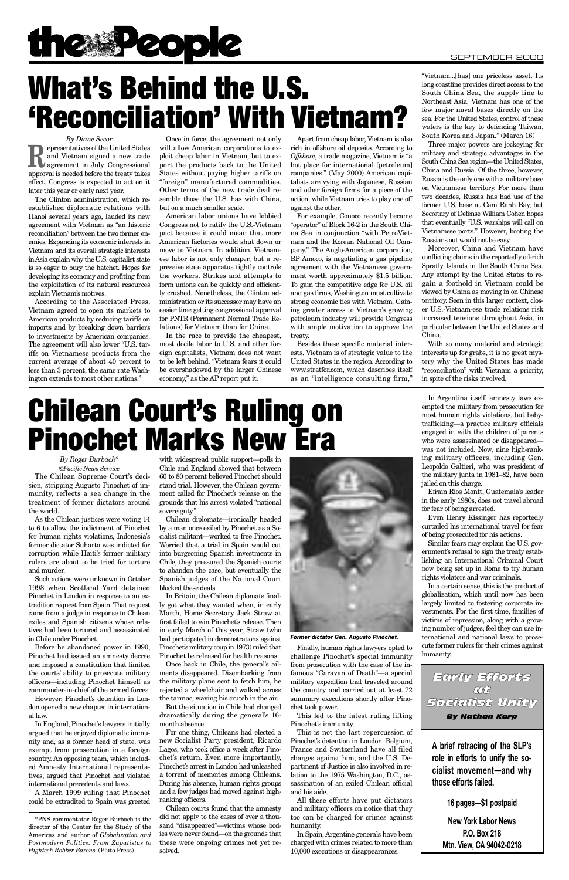# What's Behind the U.S. 'Reconciliation' With Vietnam?

*By Diane Secor*

Representatives of the United States and Vietnam signed a new trade agreement in July. Congressional approval is needed before the treaty takes effect. Congress is expected to act on it later this year or early next year.

The Clinton administration, which reestablished diplomatic relations with Hanoi several years ago, lauded its new agreement with Vietnam as "an historic reconciliation" between the two former enemies. Expanding its economic interests in Vietnam and its overall strategic interests in Asia explain why the U.S. capitalist state is so eager to bury the hatchet. Hopes for developing its economy and profiting from the exploitation of its natural resources explain Vietnam's motives.

According to the Associated Press, Vietnam agreed to open its markets to American products by reducing tariffs on imports and by breaking down barriers to investments by American companies. The agreement will also lower "U.S. tariffs on Vietnamese products from the current average of about 40 percent to less than 3 percent, the same rate Washington extends to most other nations."

Once in force, the agreement not only will allow American corporations to exploit cheap labor in Vietnam, but to export the products back to the United States without paying higher tariffs on "foreign" manufactured commodities. Other terms of the new trade deal resemble those the U.S. has with China, but on a much smaller scale.

American labor unions have lobbied Congress not to ratify the U.S.-Vietnam pact because it could mean that more American factories would shut down or move to Vietnam. In addition, Vietnamese labor is not only cheaper, but a repressive state apparatus tightly controls the workers. Strikes and attempts to form unions can be quickly and efficiently crushed. Nonetheless, the Clinton administration or its successor may have an easier time getting congressional approval for PNTR (Permanent Normal Trade Relations) for Vietnam than for China.

In the race to provide the cheapest, most docile labor to U.S. and other foreign capitalists, Vietnam does not want to be left behind. "Vietnam fears it could be overshadowed by the larger Chinese economy," as the AP report put it.

Apart from cheap labor, Vietnam is also rich in offshore oil deposits. According to *Offshore*, a trade magazine, Vietnam is "a hot place for international [petroleum] companies." (May 2000) American capitalists are vying with Japanese, Russian and other foreign firms for a piece of the action, while Vietnam tries to play one off against the other.

For example, Conoco recently became "operator" of Block 16-2 in the South China Sea in conjunction "with PetroVietnam and the Korean National Oil Company." The Anglo-American corporation, BP Amoco, is negotiating a gas pipeline agreement with the Vietnamese government worth approximately $1.5 billion. To gain the competitive edge for U.S. oil and gas firms, Washington must cultivate strong economic ties with Vietnam. Gaining greater access to Vietnam's growing petroleum industry will provide Congress with ample motivation to approve the treaty.

Besides these specific material interests, Vietnam is of strategic value to the United States in the region. According to www.stratfor.com, which describes itself as an "intelligence consulting firm," "Vietnam...[has] one priceless asset. Its long coastline provides direct access to the South China Sea, the supply line to Northeast Asia. Vietnam has one of the few major naval bases directly on the sea. For the United States, control of these waters is the key to defending Taiwan, South Korea and Japan." (March 16)

Three major powers are jockeying for military and strategic advantages in the South China Sea region—the United States, China and Russia. Of the three, however, Russia is the only one with a military base on Vietnamese territory. For more than two decades, Russia has had use of the former U.S. base at Cam Ranh Bay, but Secretary of Defense William Cohen hopes that eventually "U.S. warships will call on Vietnamese ports." However, booting the Russians out would not be easy.

Moreover, China and Vietnam have conflicting claims in the reportedly oil-rich Spratly Islands in the South China Sea. Any attempt by the United States to regain a foothold in Vietnam could be viewed by China as moving in on Chinese territory. Seen in this larger context, closer U.S.-Vietnam-ese trade relations risk increased tensions throughout Asia, in particular between the United States and China.

With so many material and strategic interests up for grabs, it is no great mystery why the United States has made "reconciliation" with Vietnam a priority, in spite of the risks involved.

# Chilean Court's Ruling on Pinochet Marks New Era

*By Roger Burbach\**
*©Pacific News Service*

The Chilean Supreme Court's decision, stripping Augusto Pinochet of immunity, reflects a sea change in the treatment of former dictators around the world.

As the Chilean justices were voting 14 to 6 to allow the indictment of Pinochet for human rights violations, Indonesia's former dictator Suharto was indicted for corruption while Haiti's former military rulers are about to be tried for torture and murder.

Such actions were unknown in October 1998 when Scotland Yard detained Pinochet in London in response to an extradition request from Spain. That request came from a judge in response to Chilean exiles and Spanish citizens whose relatives had been tortured and assassinated in Chile under Pinochet.

Before he abandoned power in 1990, Pinochet had issued an amnesty decree and imposed a constitution that limited the courts' ability to prosecute military officers—including Pinochet himself as commander-in-chief of the armed forces.

However, Pinochet's detention in London opened a new chapter in international law.

In England, Pinochet's lawyers initially argued that he enjoyed diplomatic immunity and, as a former head of state, was exempt from prosecution in a foreign country. An opposing team, which included Amnesty International representatives, argued that Pinochet had violated international precedents and laws.

A March 1999 ruling that Pinochet could be extradited to Spain was greeted with widespread public support—polls in Chile and England showed that between 60 to 80 percent believed Pinochet should stand trial. However, the Chilean government called for Pinochet's release on the grounds that his arrest violated "national sovereignty."

Chilean diplomats—ironically headed by a man once exiled by Pinochet as a Socialist militant—worked to free Pinochet. Worried that a trial in Spain would cut into burgeoning Spanish investments in Chile, they pressured the Spanish courts to abandon the case, but eventually the Spanish judges of the National Court blocked these deals.

In Britain, the Chilean diplomats finally got what they wanted when, in early March, Home Secretary Jack Straw at first failed to win Pinochet's release. Then in early March of this year, Straw (who had participated in demonstrations against Pinochet's military coup in 1973) ruled that Pinochet be released for health reasons.

Once back in Chile, the general's ailments disappeared. Disembarking from the military plane sent to fetch him, he rejected a wheelchair and walked across the tarmac, waving his crutch in the air.

But the situation in Chile had changed dramatically during the general's 16-month absence.

For one thing, Chileans had elected a new Socialist Party president, Ricardo Lagos, who took office a week after Pinochet's return. Even more importantly, Pinochet's arrest in London had unleashed a torrent of memories among Chileans. During his absence, human rights groups and a few judges had moved against high-ranking officers.

Chilean courts found that the amnesty did not apply to the cases of over a thousand "disappeared"—victims whose bodies were never found—on the grounds that these were ongoing crimes not yet resolved.

*Former dictator Gen. Augusto Pinochet.*

Finally, human rights lawyers opted to challenge Pinochet's special immunity from prosecution with the case of the infamous "Caravan of Death"—a special military expedition that traveled around the country and carried out at least 72 summary executions shortly after Pinochet took power.

This led to the latest ruling lifting Pinochet's immunity.

This is not the last repercussion of Pinochet's detention in London. Belgium, France and Switzerland have all filed charges against him, and the U.S. Department of Justice is also involved in relation to the 1975 Washington, D.C., assassination of an exiled Chilean official and his aide.

All these efforts have put dictators and military officers on notice that they too can be charged for crimes against humanity.

In Spain, Argentine generals have been charged with crimes related to more than 10,000 executions or disappearances.

In Argentina itself, amnesty laws exempted the military from prosecution for most human rights violations, but baby-trafficking—a practice military officials engaged in with the children of parents who were assassinated or disappeared—was not included. Now, nine high-ranking military officers, including Gen. Leopoldo Galtieri, who was president of the military junta in 1981–82, have been jailed on this charge.

Efrain Rios Montt, Guatemala's leader in the early 1980s, does not travel abroad for fear of being arrested.

Even Henry Kissinger has reportedly curtailed his international travel for fear of being prosecuted for his actions.

Similar fears may explain the U.S. government's refusal to sign the treaty establishing an International Criminal Court now being set up in Rome to try human rights violators and war criminals.

In a certain sense, this is the product of globalization, which until now has been largely limited to fostering corporate investments. For the first time, families of victims of repression, along with a growing number of judges, feel they can use international and national laws to prosecute former rulers for their crimes against humanity.

\*PNS commentator Roger Burbach is the director of the Center for the Study of the Americas and author of *Globalization and Postmodern Politics: From Zapatistas to Hightech Robber Barons.* (Pluto Press)

---

**Early Efforts at Socialist Unity**

*By Nathan Karp*

**A brief retracing of the SLP's role in efforts to unify the socialist movement—and why those efforts failed.**

**16 pages—$1 postpaid**

**New York Labor News**
**P.O. Box 218**
**Mtn. View, CA 94042-0218**